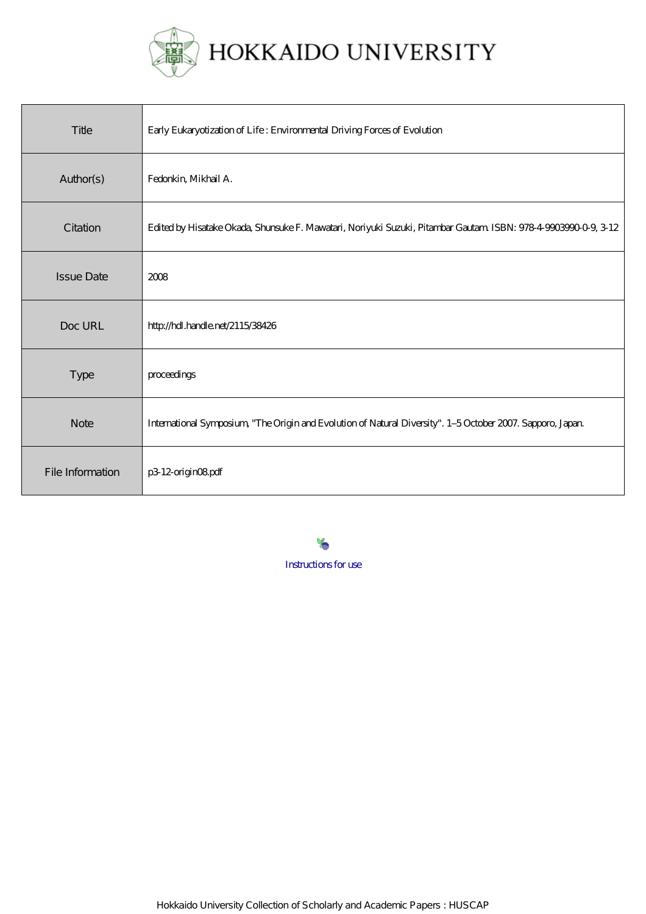# HOKKAIDO UNIVERSITY

| Title | Early Eukaryotization of Life : Environmental Driving Forces of Evolution |
| --- | --- |
| Author(s) | Fedonkin, Mikhail A. |
| Citation | Edited by Hisatake Okada, Shunsuke F. Mawatari, Noriyuki Suzuki, Pitambar Gautam. ISBN: 978-4-9903990-0-9, 3-12 |
| Issue Date | 2008 |
| Doc URL | http://hdl.handle.net/2115/38426 |
| Type | proceedings |
| Note | International Symposium, "The Origin and Evolution of Natural Diversity". 1–5 October 2007. Sapporo, Japan. |
| File Information | p3-12-origin08.pdf |

Instructions for use

Hokkaido University Collection of Scholarly and Academic Papers : HUSCAP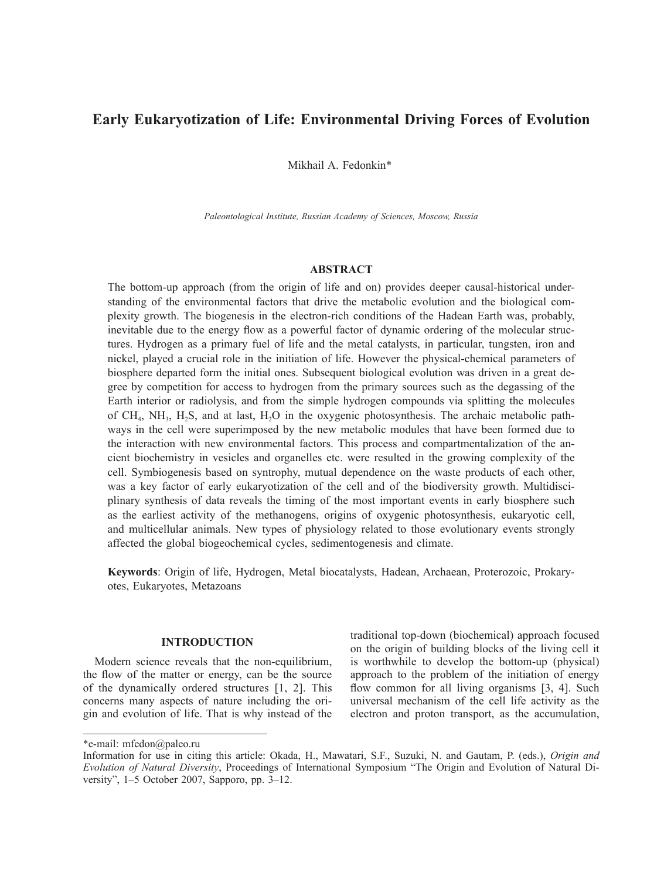# Early Eukaryotization of Life: Environmental Driving Forces of Evolution

Mikhail A. Fedonkin*

*Paleontological Institute, Russian Academy of Sciences, Moscow, Russia*

## ABSTRACT

The bottom-up approach (from the origin of life and on) provides deeper causal-historical understanding of the environmental factors that drive the metabolic evolution and the biological complexity growth. The biogenesis in the electron-rich conditions of the Hadean Earth was, probably, inevitable due to the energy flow as a powerful factor of dynamic ordering of the molecular structures. Hydrogen as a primary fuel of life and the metal catalysts, in particular, tungsten, iron and nickel, played a crucial role in the initiation of life. However the physical-chemical parameters of biosphere departed form the initial ones. Subsequent biological evolution was driven in a great degree by competition for access to hydrogen from the primary sources such as the degassing of the Earth interior or radiolysis, and from the simple hydrogen compounds via splitting the molecules of $CH_4$, $NH_3$, $H_2S$, and at last, $H_2O$ in the oxygenic photosynthesis. The archaic metabolic pathways in the cell were superimposed by the new metabolic modules that have been formed due to the interaction with new environmental factors. This process and compartmentalization of the ancient biochemistry in vesicles and organelles etc. were resulted in the growing complexity of the cell. Symbiogenesis based on syntrophy, mutual dependence on the waste products of each other, was a key factor of early eukaryotization of the cell and of the biodiversity growth. Multidisciplinary synthesis of data reveals the timing of the most important events in early biosphere such as the earliest activity of the methanogens, origins of oxygenic photosynthesis, eukaryotic cell, and multicellular animals. New types of physiology related to those evolutionary events strongly affected the global biogeochemical cycles, sedimentogenesis and climate.

**Keywords**: Origin of life, Hydrogen, Metal biocatalysts, Hadean, Archaean, Proterozoic, Prokaryotes, Eukaryotes, Metazoans

## INTRODUCTION

Modern science reveals that the non-equilibrium, the flow of the matter or energy, can be the source of the dynamically ordered structures [1, 2]. This concerns many aspects of nature including the origin and evolution of life. That is why instead of the traditional top-down (biochemical) approach focused on the origin of building blocks of the living cell it is worthwhile to develop the bottom-up (physical) approach to the problem of the initiation of energy flow common for all living organisms [3, 4]. Such universal mechanism of the cell life activity as the electron and proton transport, as the accumulation,

*e-mail: mfedon@paleo.ru

Information for use in citing this article: Okada, H., Mawatari, S.F., Suzuki, N. and Gautam, P. (eds.), *Origin and Evolution of Natural Diversity*, Proceedings of International Symposium "The Origin and Evolution of Natural Diversity", 1–5 October 2007, Sapporo, pp. 3–12.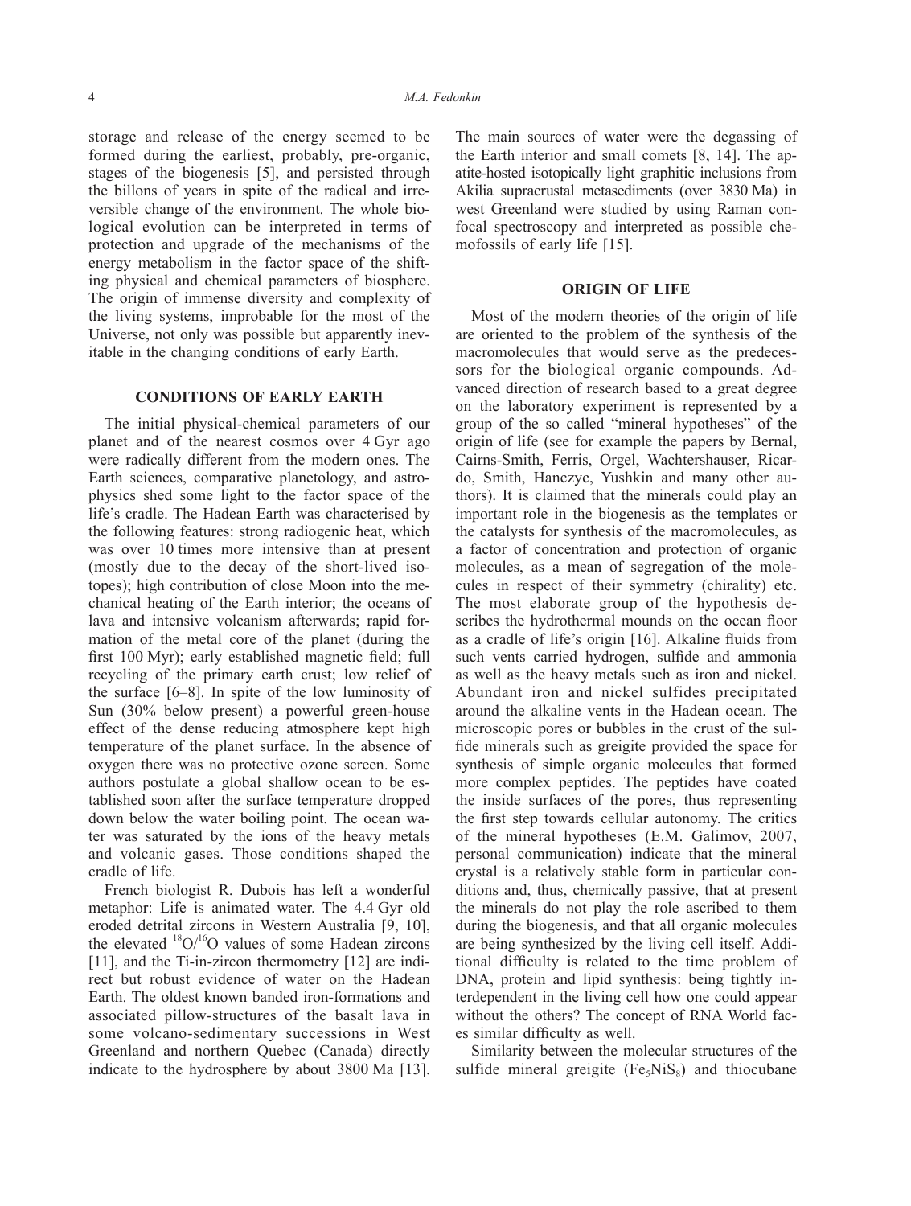storage and release of the energy seemed to be formed during the earliest, probably, pre-organic, stages of the biogenesis [5], and persisted through the billons of years in spite of the radical and irreversible change of the environment. The whole biological evolution can be interpreted in terms of protection and upgrade of the mechanisms of the energy metabolism in the factor space of the shifting physical and chemical parameters of biosphere. The origin of immense diversity and complexity of the living systems, improbable for the most of the Universe, not only was possible but apparently inevitable in the changing conditions of early Earth.

## CONDITIONS OF EARLY EARTH

The initial physical-chemical parameters of our planet and of the nearest cosmos over 4 Gyr ago were radically different from the modern ones. The Earth sciences, comparative planetology, and astrophysics shed some light to the factor space of the life's cradle. The Hadean Earth was characterised by the following features: strong radiogenic heat, which was over 10 times more intensive than at present (mostly due to the decay of the short-lived isotopes); high contribution of close Moon into the mechanical heating of the Earth interior; the oceans of lava and intensive volcanism afterwards; rapid formation of the metal core of the planet (during the first 100 Myr); early established magnetic field; full recycling of the primary earth crust; low relief of the surface [6–8]. In spite of the low luminosity of Sun (30% below present) a powerful green-house effect of the dense reducing atmosphere kept high temperature of the planet surface. In the absence of oxygen there was no protective ozone screen. Some authors postulate a global shallow ocean to be established soon after the surface temperature dropped down below the water boiling point. The ocean water was saturated by the ions of the heavy metals and volcanic gases. Those conditions shaped the cradle of life.

French biologist R. Dubois has left a wonderful metaphor: Life is animated water. The 4.4 Gyr old eroded detrital zircons in Western Australia [9, 10], the elevated $^{18}O/^{16}O$ values of some Hadean zircons [11], and the Ti-in-zircon thermometry [12] are indirect but robust evidence of water on the Hadean Earth. The oldest known banded iron-formations and associated pillow-structures of the basalt lava in some volcano-sedimentary successions in West Greenland and northern Quebec (Canada) directly indicate to the hydrosphere by about 3800 Ma [13]. The main sources of water were the degassing of the Earth interior and small comets [8, 14]. The apatite-hosted isotopically light graphitic inclusions from Akilia supracrustal metasediments (over 3830 Ma) in west Greenland were studied by using Raman confocal spectroscopy and interpreted as possible chemofossils of early life [15].

## ORIGIN OF LIFE

Most of the modern theories of the origin of life are oriented to the problem of the synthesis of the macromolecules that would serve as the predecessors for the biological organic compounds. Advanced direction of research based to a great degree on the laboratory experiment is represented by a group of the so called "mineral hypotheses" of the origin of life (see for example the papers by Bernal, Cairns-Smith, Ferris, Orgel, Wachtershauser, Ricardo, Smith, Hanczyc, Yushkin and many other authors). It is claimed that the minerals could play an important role in the biogenesis as the templates or the catalysts for synthesis of the macromolecules, as a factor of concentration and protection of organic molecules, as a mean of segregation of the molecules in respect of their symmetry (chirality) etc. The most elaborate group of the hypothesis describes the hydrothermal mounds on the ocean floor as a cradle of life's origin [16]. Alkaline fluids from such vents carried hydrogen, sulfide and ammonia as well as the heavy metals such as iron and nickel. Abundant iron and nickel sulfides precipitated around the alkaline vents in the Hadean ocean. The microscopic pores or bubbles in the crust of the sulfide minerals such as greigite provided the space for synthesis of simple organic molecules that formed more complex peptides. The peptides have coated the inside surfaces of the pores, thus representing the first step towards cellular autonomy. The critics of the mineral hypotheses (E.M. Galimov, 2007, personal communication) indicate that the mineral crystal is a relatively stable form in particular conditions and, thus, chemically passive, that at present the minerals do not play the role ascribed to them during the biogenesis, and that all organic molecules are being synthesized by the living cell itself. Additional difficulty is related to the time problem of DNA, protein and lipid synthesis: being tightly interdependent in the living cell how one could appear without the others? The concept of RNA World faces similar difficulty as well.

Similarity between the molecular structures of the sulfide mineral greigite ($Fe_5NiS_8$) and thiocubane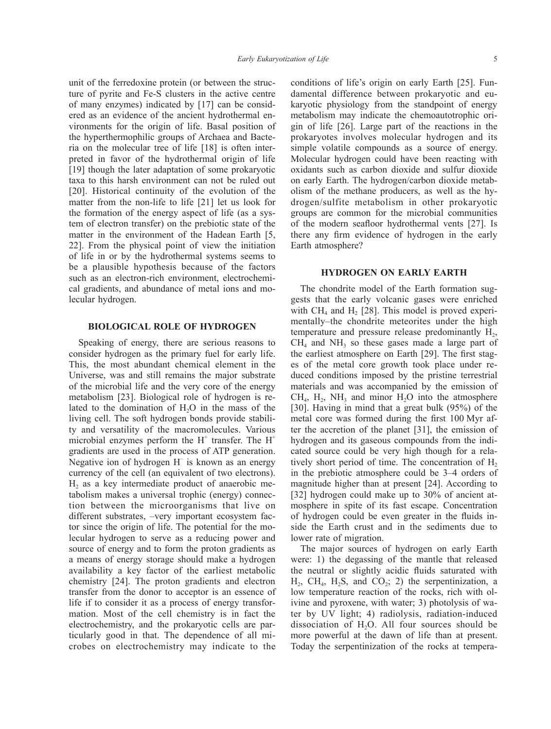unit of the ferredoxine protein (or between the structure of pyrite and Fe-S clusters in the active centre of many enzymes) indicated by [17] can be considered as an evidence of the ancient hydrothermal environments for the origin of life. Basal position of the hyperthermophilic groups of Archaea and Bacteria on the molecular tree of life [18] is often interpreted in favor of the hydrothermal origin of life [19] though the later adaptation of some prokaryotic taxa to this harsh environment can not be ruled out [20]. Historical continuity of the evolution of the matter from the non-life to life [21] let us look for the formation of the energy aspect of life (as a system of electron transfer) on the prebiotic state of the matter in the environment of the Hadean Earth [5, 22]. From the physical point of view the initiation of life in or by the hydrothermal systems seems to be a plausible hypothesis because of the factors such as an electron-rich environment, electrochemical gradients, and abundance of metal ions and molecular hydrogen.

## BIOLOGICAL ROLE OF HYDROGEN

Speaking of energy, there are serious reasons to consider hydrogen as the primary fuel for early life. This, the most abundant chemical element in the Universe, was and still remains the major substrate of the microbial life and the very core of the energy metabolism [23]. Biological role of hydrogen is related to the domination of $H_2O$ in the mass of the living cell. The soft hydrogen bonds provide stability and versatility of the macromolecules. Various microbial enzymes perform the $H^+$ transfer. The $H^+$ gradients are used in the process of ATP generation. Negative ion of hydrogen $H^-$ is known as an energy currency of the cell (an equivalent of two electrons). $H_2$ as a key intermediate product of anaerobic metabolism makes a universal trophic (energy) connection between the microorganisms that live on different substrates, –very important ecosystem factor since the origin of life. The potential for the molecular hydrogen to serve as a reducing power and source of energy and to form the proton gradients as a means of energy storage should make a hydrogen availability a key factor of the earliest metabolic chemistry [24]. The proton gradients and electron transfer from the donor to acceptor is an essence of life if to consider it as a process of energy transformation. Most of the cell chemistry is in fact the electrochemistry, and the prokaryotic cells are particularly good in that. The dependence of all microbes on electrochemistry may indicate to the conditions of life's origin on early Earth [25]. Fundamental difference between prokaryotic and eukaryotic physiology from the standpoint of energy metabolism may indicate the chemoautotrophic origin of life [26]. Large part of the reactions in the prokaryotes involves molecular hydrogen and its simple volatile compounds as a source of energy. Molecular hydrogen could have been reacting with oxidants such as carbon dioxide and sulfur dioxide on early Earth. The hydrogen/carbon dioxide metabolism of the methane producers, as well as the hydrogen/sulfite metabolism in other prokaryotic groups are common for the microbial communities of the modern seafloor hydrothermal vents [27]. Is there any firm evidence of hydrogen in the early Earth atmosphere?

## HYDROGEN ON EARLY EARTH

The chondrite model of the Earth formation suggests that the early volcanic gases were enriched with $CH_4$ and $H_2$ [28]. This model is proved experimentally–the chondrite meteorites under the high temperature and pressure release predominantly $H_2$, $CH_4$ and $NH_3$ so these gases made a large part of the earliest atmosphere on Earth [29]. The first stages of the metal core growth took place under reduced conditions imposed by the pristine terrestrial materials and was accompanied by the emission of $CH_4$, $H_2$, $NH_3$ and minor $H_2O$ into the atmosphere [30]. Having in mind that a great bulk (95%) of the metal core was formed during the first 100 Myr after the accretion of the planet [31], the emission of hydrogen and its gaseous compounds from the indicated source could be very high though for a relatively short period of time. The concentration of $H_2$ in the prebiotic atmosphere could be 3–4 orders of magnitude higher than at present [24]. According to [32] hydrogen could make up to 30% of ancient atmosphere in spite of its fast escape. Concentration of hydrogen could be even greater in the fluids inside the Earth crust and in the sediments due to lower rate of migration.

The major sources of hydrogen on early Earth were: 1) the degassing of the mantle that released the neutral or slightly acidic fluids saturated with $H_2$, $CH_4$, $H_2S$, and $CO_2$; 2) the serpentinization, a low temperature reaction of the rocks, rich with olivine and pyroxene, with water; 3) photolysis of water by UV light; 4) radiolysis, radiation-induced dissociation of $H_2O$. All four sources should be more powerful at the dawn of life than at present. Today the serpentinization of the rocks at tempera-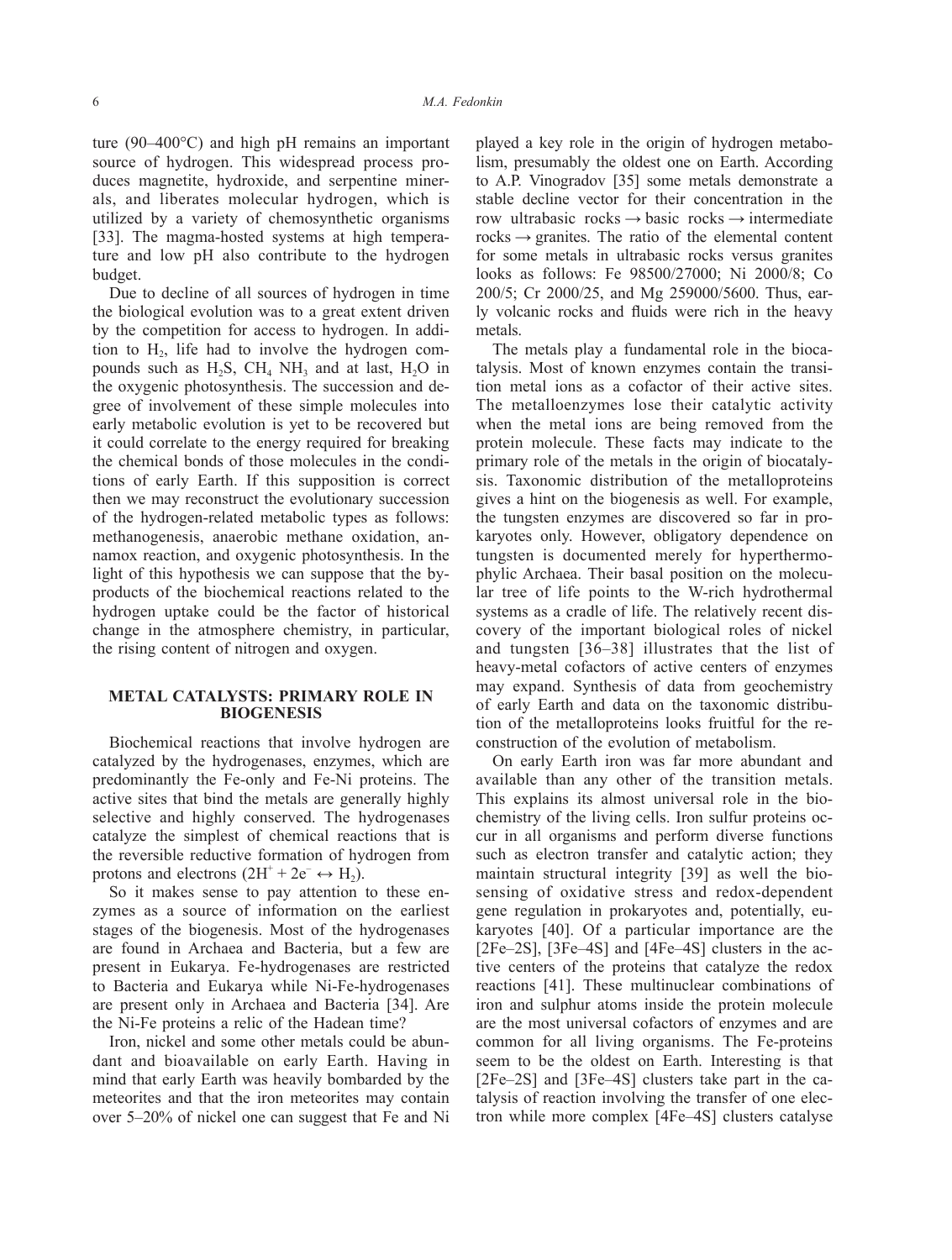ture (90–400°C) and high pH remains an important source of hydrogen. This widespread process produces magnetite, hydroxide, and serpentine minerals, and liberates molecular hydrogen, which is utilized by a variety of chemosynthetic organisms [33]. The magma-hosted systems at high temperature and low pH also contribute to the hydrogen budget.

Due to decline of all sources of hydrogen in time the biological evolution was to a great extent driven by the competition for access to hydrogen. In addition to $H_2$, life had to involve the hydrogen compounds such as $H_2S$, $CH_4$ $NH_3$ and at last, $H_2O$ in the oxygenic photosynthesis. The succession and degree of involvement of these simple molecules into early metabolic evolution is yet to be recovered but it could correlate to the energy required for breaking the chemical bonds of those molecules in the conditions of early Earth. If this supposition is correct then we may reconstruct the evolutionary succession of the hydrogen-related metabolic types as follows: methanogenesis, anaerobic methane oxidation, annamox reaction, and oxygenic photosynthesis. In the light of this hypothesis we can suppose that the byproducts of the biochemical reactions related to the hydrogen uptake could be the factor of historical change in the atmosphere chemistry, in particular, the rising content of nitrogen and oxygen.

## METAL CATALYSTS: PRIMARY ROLE IN BIOGENESIS

Biochemical reactions that involve hydrogen are catalyzed by the hydrogenases, enzymes, which are predominantly the Fe-only and Fe-Ni proteins. The active sites that bind the metals are generally highly selective and highly conserved. The hydrogenases catalyze the simplest of chemical reactions that is the reversible reductive formation of hydrogen from protons and electrons ($2H^+ + 2e^- \leftrightarrow H_2$).

So it makes sense to pay attention to these enzymes as a source of information on the earliest stages of the biogenesis. Most of the hydrogenases are found in Archaea and Bacteria, but a few are present in Eukarya. Fe-hydrogenases are restricted to Bacteria and Eukarya while Ni-Fe-hydrogenases are present only in Archaea and Bacteria [34]. Are the Ni-Fe proteins a relic of the Hadean time?

Iron, nickel and some other metals could be abundant and bioavailable on early Earth. Having in mind that early Earth was heavily bombarded by the meteorites and that the iron meteorites may contain over 5–20% of nickel one can suggest that Fe and Ni played a key role in the origin of hydrogen metabolism, presumably the oldest one on Earth. According to A.P. Vinogradov [35] some metals demonstrate a stable decline vector for their concentration in the row ultrabasic rocks → basic rocks → intermediate rocks → granites. The ratio of the elemental content for some metals in ultrabasic rocks versus granites looks as follows: Fe 98500/27000; Ni 2000/8; Co 200/5; Cr 2000/25, and Mg 259000/5600. Thus, early volcanic rocks and fluids were rich in the heavy metals.

The metals play a fundamental role in the biocatalysis. Most of known enzymes contain the transition metal ions as a cofactor of their active sites. The metalloenzymes lose their catalytic activity when the metal ions are being removed from the protein molecule. These facts may indicate to the primary role of the metals in the origin of biocatalysis. Taxonomic distribution of the metalloproteins gives a hint on the biogenesis as well. For example, the tungsten enzymes are discovered so far in prokaryotes only. However, obligatory dependence on tungsten is documented merely for hyperthermophylic Archaea. Their basal position on the molecular tree of life points to the W-rich hydrothermal systems as a cradle of life. The relatively recent discovery of the important biological roles of nickel and tungsten [36–38] illustrates that the list of heavy-metal cofactors of active centers of enzymes may expand. Synthesis of data from geochemistry of early Earth and data on the taxonomic distribution of the metalloproteins looks fruitful for the reconstruction of the evolution of metabolism.

On early Earth iron was far more abundant and available than any other of the transition metals. This explains its almost universal role in the biochemistry of the living cells. Iron sulfur proteins occur in all organisms and perform diverse functions such as electron transfer and catalytic action; they maintain structural integrity [39] as well the biosensing of oxidative stress and redox-dependent gene regulation in prokaryotes and, potentially, eukaryotes [40]. Of a particular importance are the [2Fe–2S], [3Fe–4S] and [4Fe–4S] clusters in the active centers of the proteins that catalyze the redox reactions [41]. These multinuclear combinations of iron and sulphur atoms inside the protein molecule are the most universal cofactors of enzymes and are common for all living organisms. The Fe-proteins seem to be the oldest on Earth. Interesting is that [2Fe–2S] and [3Fe–4S] clusters take part in the catalysis of reaction involving the transfer of one electron while more complex [4Fe–4S] clusters catalyse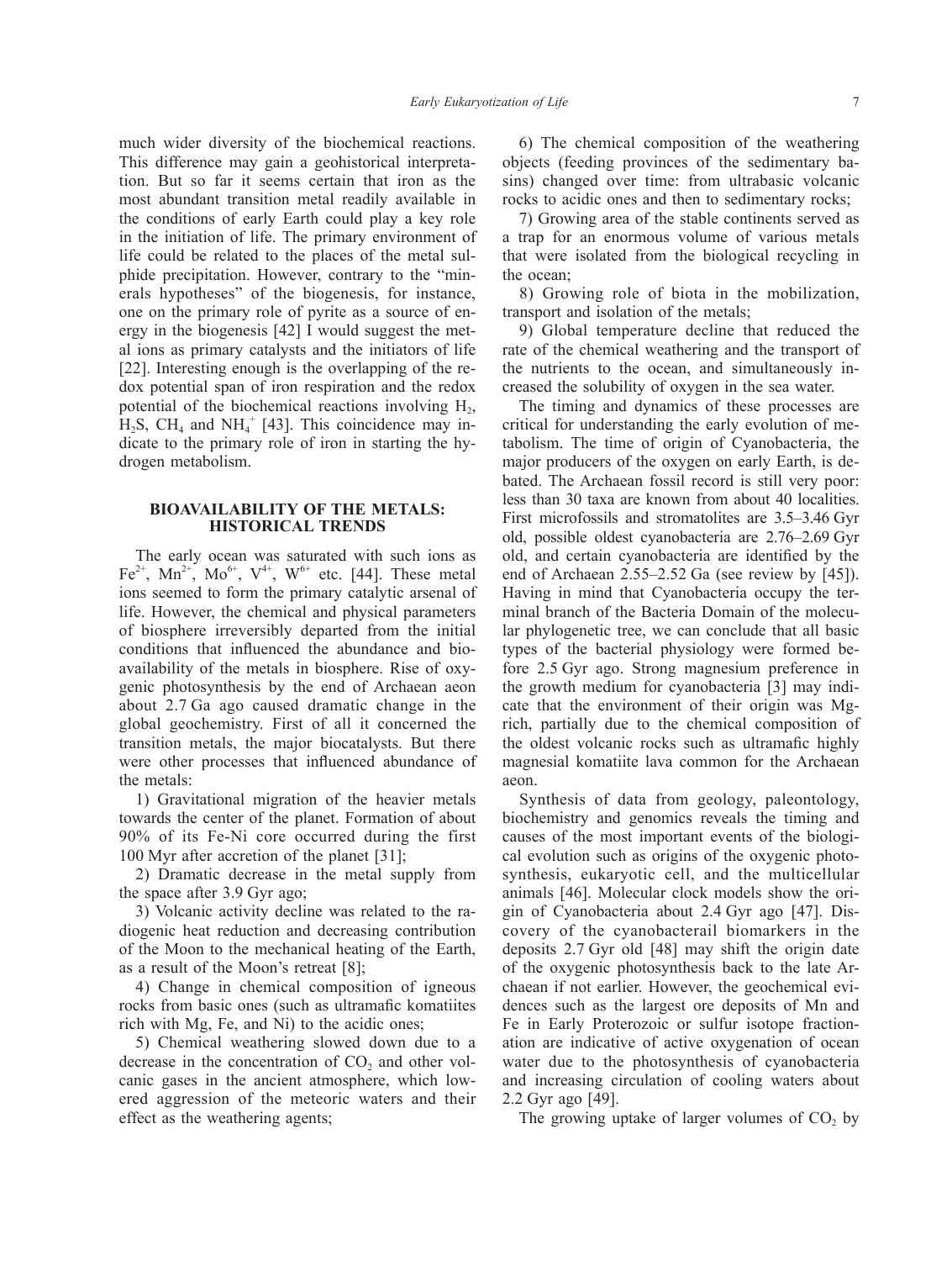much wider diversity of the biochemical reactions. This difference may gain a geohistorical interpretation. But so far it seems certain that iron as the most abundant transition metal readily available in the conditions of early Earth could play a key role in the initiation of life. The primary environment of life could be related to the places of the metal sulphide precipitation. However, contrary to the "minerals hypotheses" of the biogenesis, for instance, one on the primary role of pyrite as a source of energy in the biogenesis [42] I would suggest the metal ions as primary catalysts and the initiators of life [22]. Interesting enough is the overlapping of the redox potential span of iron respiration and the redox potential of the biochemical reactions involving $H_2$, $H_2S$, $CH_4$ and $NH_4^+$ [43]. This coincidence may indicate to the primary role of iron in starting the hydrogen metabolism.

## BIOAVAILABILITY OF THE METALS: HISTORICAL TRENDS

The early ocean was saturated with such ions as $Fe^{2+}$, $Mn^{2+}$, $Mo^{6+}$, $V^{4+}$, $W^{6+}$ etc. [44]. These metal ions seemed to form the primary catalytic arsenal of life. However, the chemical and physical parameters of biosphere irreversibly departed from the initial conditions that influenced the abundance and bioavailability of the metals in biosphere. Rise of oxygenic photosynthesis by the end of Archaean aeon about 2.7 Ga ago caused dramatic change in the global geochemistry. First of all it concerned the transition metals, the major biocatalysts. But there were other processes that influenced abundance of the metals:

1) Gravitational migration of the heavier metals towards the center of the planet. Formation of about 90% of its Fe-Ni core occurred during the first 100 Myr after accretion of the planet [31];

2) Dramatic decrease in the metal supply from the space after 3.9 Gyr ago;

3) Volcanic activity decline was related to the radiogenic heat reduction and decreasing contribution of the Moon to the mechanical heating of the Earth, as a result of the Moon's retreat [8];

4) Change in chemical composition of igneous rocks from basic ones (such as ultramafic komatiites rich with Mg, Fe, and Ni) to the acidic ones;

5) Chemical weathering slowed down due to a decrease in the concentration of $CO_2$ and other volcanic gases in the ancient atmosphere, which lowered aggression of the meteoric waters and their effect as the weathering agents;

6) The chemical composition of the weathering objects (feeding provinces of the sedimentary basins) changed over time: from ultrabasic volcanic rocks to acidic ones and then to sedimentary rocks;

7) Growing area of the stable continents served as a trap for an enormous volume of various metals that were isolated from the biological recycling in the ocean;

8) Growing role of biota in the mobilization, transport and isolation of the metals;

9) Global temperature decline that reduced the rate of the chemical weathering and the transport of the nutrients to the ocean, and simultaneously increased the solubility of oxygen in the sea water.

The timing and dynamics of these processes are critical for understanding the early evolution of metabolism. The time of origin of Cyanobacteria, the major producers of the oxygen on early Earth, is debated. The Archaean fossil record is still very poor: less than 30 taxa are known from about 40 localities. First microfossils and stromatolites are 3.5–3.46 Gyr old, possible oldest cyanobacteria are 2.76–2.69 Gyr old, and certain cyanobacteria are identified by the end of Archaean 2.55–2.52 Ga (see review by [45]). Having in mind that Cyanobacteria occupy the terminal branch of the Bacteria Domain of the molecular phylogenetic tree, we can conclude that all basic types of the bacterial physiology were formed before 2.5 Gyr ago. Strong magnesium preference in the growth medium for cyanobacteria [3] may indicate that the environment of their origin was Mg-rich, partially due to the chemical composition of the oldest volcanic rocks such as ultramafic highly magnesial komatiite lava common for the Archaean aeon.

Synthesis of data from geology, paleontology, biochemistry and genomics reveals the timing and causes of the most important events of the biological evolution such as origins of the oxygenic photosynthesis, eukaryotic cell, and the multicellular animals [46]. Molecular clock models show the origin of Cyanobacteria about 2.4 Gyr ago [47]. Discovery of the cyanobacterail biomarkers in the deposits 2.7 Gyr old [48] may shift the origin date of the oxygenic photosynthesis back to the late Archaean if not earlier. However, the geochemical evidences such as the largest ore deposits of Mn and Fe in Early Proterozoic or sulfur isotope fractionation are indicative of active oxygenation of ocean water due to the photosynthesis of cyanobacteria and increasing circulation of cooling waters about 2.2 Gyr ago [49].

The growing uptake of larger volumes of $CO_2$ by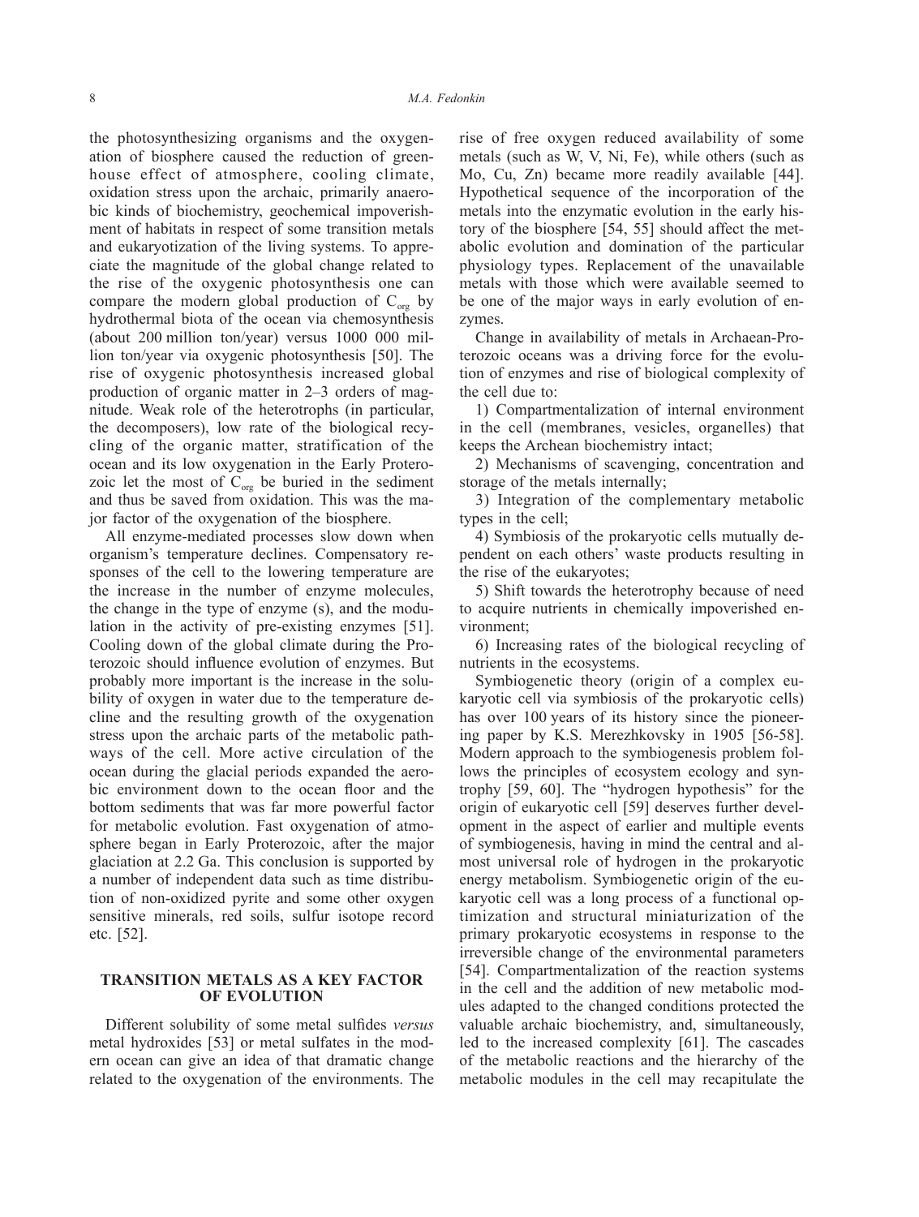the photosynthesizing organisms and the oxygenation of biosphere caused the reduction of greenhouse effect of atmosphere, cooling climate, oxidation stress upon the archaic, primarily anaerobic kinds of biochemistry, geochemical impoverishment of habitats in respect of some transition metals and eukaryotization of the living systems. To appreciate the magnitude of the global change related to the rise of the oxygenic photosynthesis one can compare the modern global production of $C_{org}$ by hydrothermal biota of the ocean via chemosynthesis (about 200 million ton/year) versus 1000 000 million ton/year via oxygenic photosynthesis [50]. The rise of oxygenic photosynthesis increased global production of organic matter in 2–3 orders of magnitude. Weak role of the heterotrophs (in particular, the decomposers), low rate of the biological recycling of the organic matter, stratification of the ocean and its low oxygenation in the Early Proterozoic let the most of $C_{org}$ be buried in the sediment and thus be saved from oxidation. This was the major factor of the oxygenation of the biosphere.

All enzyme-mediated processes slow down when organism's temperature declines. Compensatory responses of the cell to the lowering temperature are the increase in the number of enzyme molecules, the change in the type of enzyme (s), and the modulation in the activity of pre-existing enzymes [51]. Cooling down of the global climate during the Proterozoic should influence evolution of enzymes. But probably more important is the increase in the solubility of oxygen in water due to the temperature decline and the resulting growth of the oxygenation stress upon the archaic parts of the metabolic pathways of the cell. More active circulation of the ocean during the glacial periods expanded the aerobic environment down to the ocean floor and the bottom sediments that was far more powerful factor for metabolic evolution. Fast oxygenation of atmosphere began in Early Proterozoic, after the major glaciation at 2.2 Ga. This conclusion is supported by a number of independent data such as time distribution of non-oxidized pyrite and some other oxygen sensitive minerals, red soils, sulfur isotope record etc. [52].

## TRANSITION METALS AS A KEY FACTOR OF EVOLUTION

Different solubility of some metal sulfides *versus* metal hydroxides [53] or metal sulfates in the modern ocean can give an idea of that dramatic change related to the oxygenation of the environments. The rise of free oxygen reduced availability of some metals (such as W, V, Ni, Fe), while others (such as Mo, Cu, Zn) became more readily available [44]. Hypothetical sequence of the incorporation of the metals into the enzymatic evolution in the early history of the biosphere [54, 55] should affect the metabolic evolution and domination of the particular physiology types. Replacement of the unavailable metals with those which were available seemed to be one of the major ways in early evolution of enzymes.

Change in availability of metals in Archaean-Proterozoic oceans was a driving force for the evolution of enzymes and rise of biological complexity of the cell due to:

1) Compartmentalization of internal environment in the cell (membranes, vesicles, organelles) that keeps the Archean biochemistry intact;

2) Mechanisms of scavenging, concentration and storage of the metals internally;

3) Integration of the complementary metabolic types in the cell;

4) Symbiosis of the prokaryotic cells mutually dependent on each others' waste products resulting in the rise of the eukaryotes;

5) Shift towards the heterotrophy because of need to acquire nutrients in chemically impoverished environment;

6) Increasing rates of the biological recycling of nutrients in the ecosystems.

Symbiogenetic theory (origin of a complex eukaryotic cell via symbiosis of the prokaryotic cells) has over 100 years of its history since the pioneering paper by K.S. Merezhkovsky in 1905 [56-58]. Modern approach to the symbiogenesis problem follows the principles of ecosystem ecology and syntrophy [59, 60]. The "hydrogen hypothesis" for the origin of eukaryotic cell [59] deserves further development in the aspect of earlier and multiple events of symbiogenesis, having in mind the central and almost universal role of hydrogen in the prokaryotic energy metabolism. Symbiogenetic origin of the eukaryotic cell was a long process of a functional optimization and structural miniaturization of the primary prokaryotic ecosystems in response to the irreversible change of the environmental parameters [54]. Compartmentalization of the reaction systems in the cell and the addition of new metabolic modules adapted to the changed conditions protected the valuable archaic biochemistry, and, simultaneously, led to the increased complexity [61]. The cascades of the metabolic reactions and the hierarchy of the metabolic modules in the cell may recapitulate the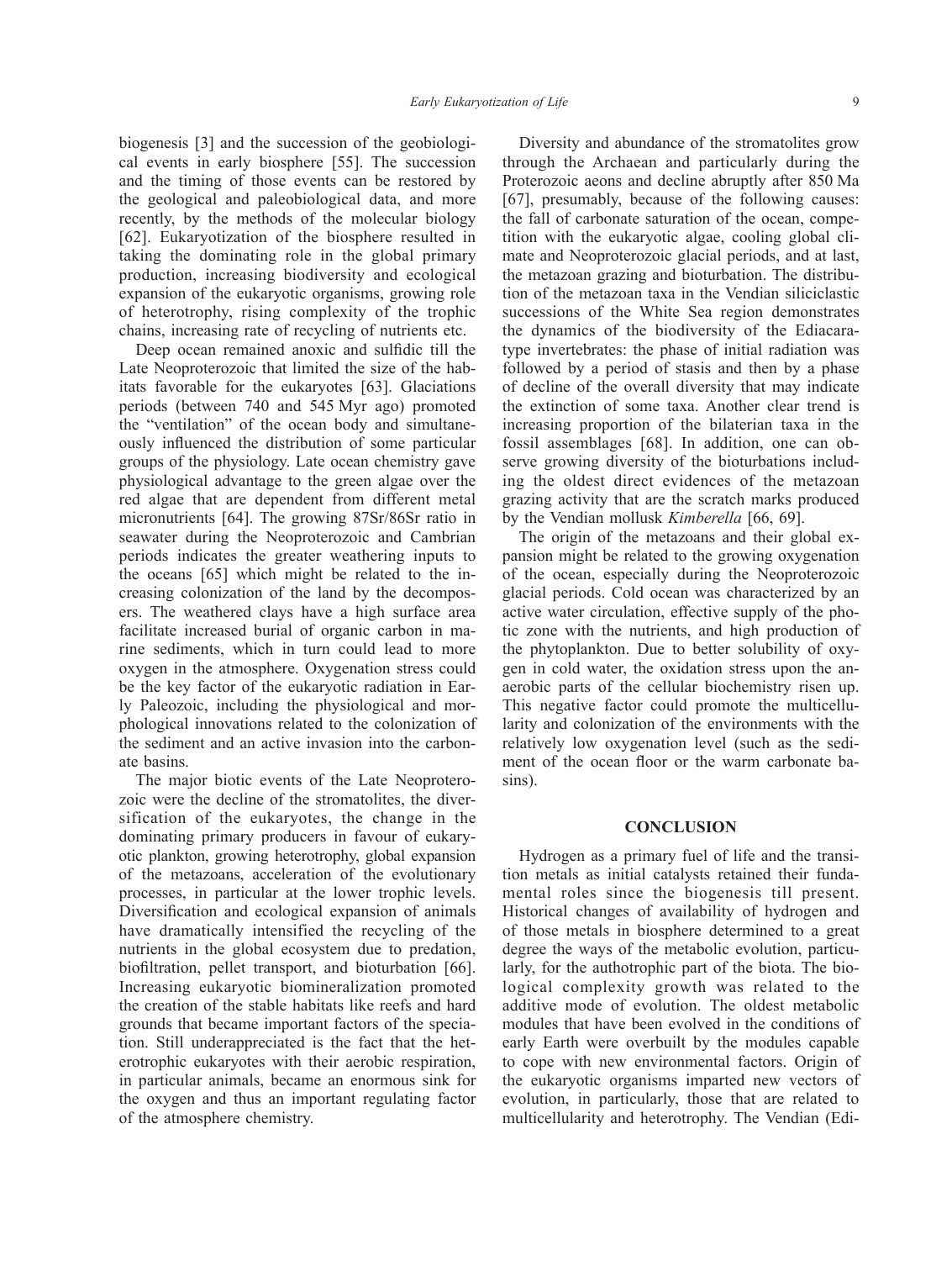biogenesis [3] and the succession of the geobiological events in early biosphere [55]. The succession and the timing of those events can be restored by the geological and paleobiological data, and more recently, by the methods of the molecular biology [62]. Eukaryotization of the biosphere resulted in taking the dominating role in the global primary production, increasing biodiversity and ecological expansion of the eukaryotic organisms, growing role of heterotrophy, rising complexity of the trophic chains, increasing rate of recycling of nutrients etc.

Deep ocean remained anoxic and sulfidic till the Late Neoproterozoic that limited the size of the habitats favorable for the eukaryotes [63]. Glaciations periods (between 740 and 545 Myr ago) promoted the "ventilation" of the ocean body and simultaneously influenced the distribution of some particular groups of the physiology. Late ocean chemistry gave physiological advantage to the green algae over the red algae that are dependent from different metal micronutrients [64]. The growing $^{87}Sr/^{86}Sr$ ratio in seawater during the Neoproterozoic and Cambrian periods indicates the greater weathering inputs to the oceans [65] which might be related to the increasing colonization of the land by the decomposers. The weathered clays have a high surface area facilitate increased burial of organic carbon in marine sediments, which in turn could lead to more oxygen in the atmosphere. Oxygenation stress could be the key factor of the eukaryotic radiation in Early Paleozoic, including the physiological and morphological innovations related to the colonization of the sediment and an active invasion into the carbonate basins.

The major biotic events of the Late Neoproterozoic were the decline of the stromatolites, the diversification of the eukaryotes, the change in the dominating primary producers in favour of eukaryotic plankton, growing heterotrophy, global expansion of the metazoans, acceleration of the evolutionary processes, in particular at the lower trophic levels. Diversification and ecological expansion of animals have dramatically intensified the recycling of the nutrients in the global ecosystem due to predation, biofiltration, pellet transport, and bioturbation [66]. Increasing eukaryotic biomineralization promoted the creation of the stable habitats like reefs and hard grounds that became important factors of the speciation. Still underappreciated is the fact that the heterotrophic eukaryotes with their aerobic respiration, in particular animals, became an enormous sink for the oxygen and thus an important regulating factor of the atmosphere chemistry.

Diversity and abundance of the stromatolites grow through the Archaean and particularly during the Proterozoic aeons and decline abruptly after 850 Ma [67], presumably, because of the following causes: the fall of carbonate saturation of the ocean, competition with the eukaryotic algae, cooling global climate and Neoproterozoic glacial periods, and at last, the metazoan grazing and bioturbation. The distribution of the metazoan taxa in the Vendian siliciclastic successions of the White Sea region demonstrates the dynamics of the biodiversity of the Ediacara-type invertebrates: the phase of initial radiation was followed by a period of stasis and then by a phase of decline of the overall diversity that may indicate the extinction of some taxa. Another clear trend is increasing proportion of the bilaterian taxa in the fossil assemblages [68]. In addition, one can observe growing diversity of the bioturbations including the oldest direct evidences of the metazoan grazing activity that are the scratch marks produced by the Vendian mollusk *Kimberella* [66, 69].

The origin of the metazoans and their global expansion might be related to the growing oxygenation of the ocean, especially during the Neoproterozoic glacial periods. Cold ocean was characterized by an active water circulation, effective supply of the photic zone with the nutrients, and high production of the phytoplankton. Due to better solubility of oxygen in cold water, the oxidation stress upon the anaerobic parts of the cellular biochemistry risen up. This negative factor could promote the multicellularity and colonization of the environments with the relatively low oxygenation level (such as the sediment of the ocean floor or the warm carbonate basins).

## CONCLUSION

Hydrogen as a primary fuel of life and the transition metals as initial catalysts retained their fundamental roles since the biogenesis till present. Historical changes of availability of hydrogen and of those metals in biosphere determined to a great degree the ways of the metabolic evolution, particularly, for the authotrophic part of the biota. The biological complexity growth was related to the additive mode of evolution. The oldest metabolic modules that have been evolved in the conditions of early Earth were overbuilt by the modules capable to cope with new environmental factors. Origin of the eukaryotic organisms imparted new vectors of evolution, in particularly, those that are related to multicellularity and heterotrophy. The Vendian (Edi-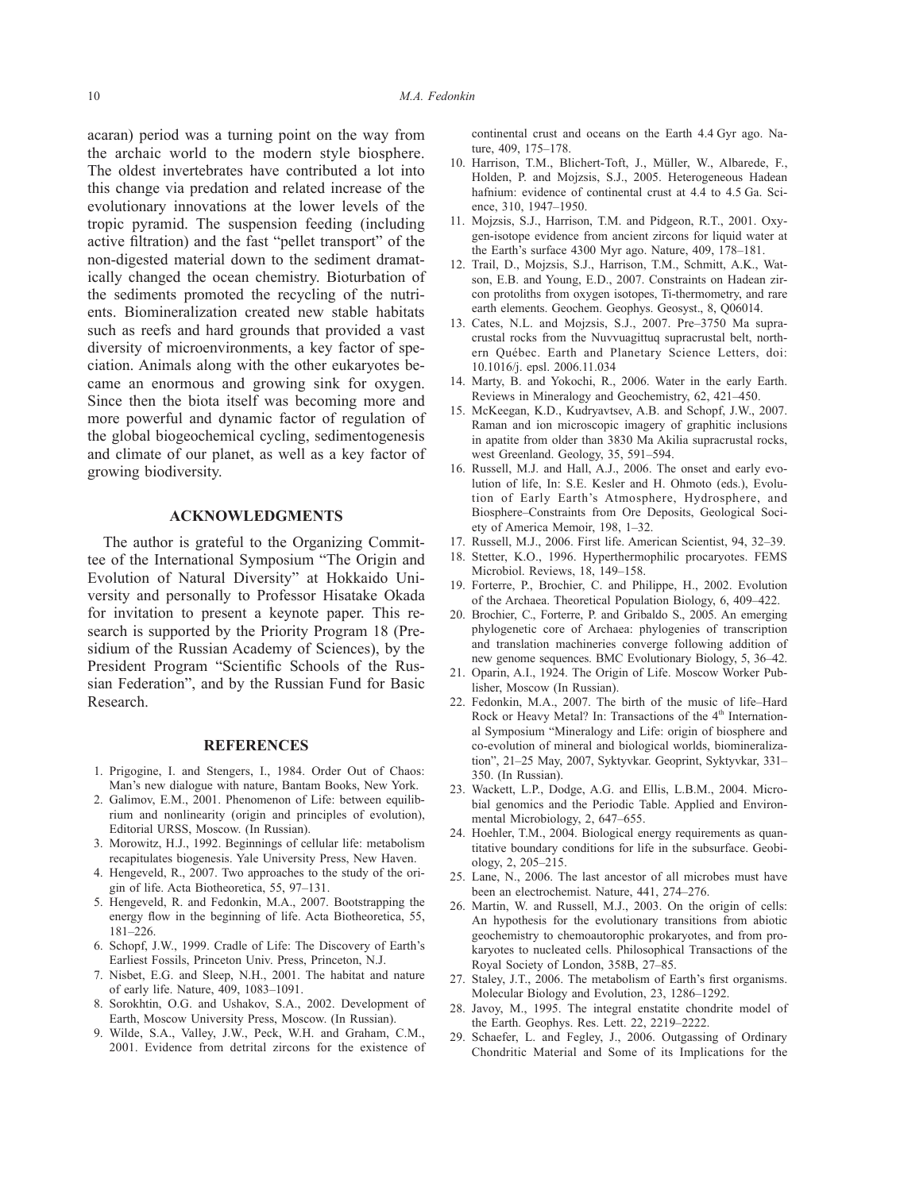acaran) period was a turning point on the way from the archaic world to the modern style biosphere. The oldest invertebrates have contributed a lot into this change via predation and related increase of the evolutionary innovations at the lower levels of the tropic pyramid. The suspension feeding (including active filtration) and the fast "pellet transport" of the non-digested material down to the sediment dramatically changed the ocean chemistry. Bioturbation of the sediments promoted the recycling of the nutrients. Biomineralization created new stable habitats such as reefs and hard grounds that provided a vast diversity of microenvironments, a key factor of speciation. Animals along with the other eukaryotes became an enormous and growing sink for oxygen. Since then the biota itself was becoming more and more powerful and dynamic factor of regulation of the global biogeochemical cycling, sedimentogenesis and climate of our planet, as well as a key factor of growing biodiversity.

## ACKNOWLEDGMENTS

The author is grateful to the Organizing Committee of the International Symposium "The Origin and Evolution of Natural Diversity" at Hokkaido University and personally to Professor Hisatake Okada for invitation to present a keynote paper. This research is supported by the Priority Program 18 (Presidium of the Russian Academy of Sciences), by the President Program "Scientific Schools of the Russian Federation", and by the Russian Fund for Basic Research.

## REFERENCES

1. Prigogine, I. and Stengers, I., 1984. Order Out of Chaos: Man's new dialogue with nature, Bantam Books, New York.
2. Galimov, E.M., 2001. Phenomenon of Life: between equilibrium and nonlinearity (origin and principles of evolution), Editorial URSS, Moscow. (In Russian).
3. Morowitz, H.J., 1992. Beginnings of cellular life: metabolism recapitulates biogenesis. Yale University Press, New Haven.
4. Hengeveld, R., 2007. Two approaches to the study of the origin of life. Acta Biotheoretica, 55, 97–131.
5. Hengeveld, R. and Fedonkin, M.A., 2007. Bootstrapping the energy flow in the beginning of life. Acta Biotheoretica, 55, 181–226.
6. Schopf, J.W., 1999. Cradle of Life: The Discovery of Earth's Earliest Fossils, Princeton Univ. Press, Princeton, N.J.
7. Nisbet, E.G. and Sleep, N.H., 2001. The habitat and nature of early life. Nature, 409, 1083–1091.
8. Sorokhtin, O.G. and Ushakov, S.A., 2002. Development of Earth, Moscow University Press, Moscow. (In Russian).
9. Wilde, S.A., Valley, J.W., Peck, W.H. and Graham, C.M., 2001. Evidence from detrital zircons for the existence of continental crust and oceans on the Earth 4.4 Gyr ago. Nature, 409, 175–178.
10. Harrison, T.M., Blichert-Toft, J., Müller, W., Albarede, F., Holden, P. and Mojzsis, S.J., 2005. Heterogeneous Hadean hafnium: evidence of continental crust at 4.4 to 4.5 Ga. Science, 310, 1947–1950.
11. Mojzsis, S.J., Harrison, T.M. and Pidgeon, R.T., 2001. Oxygen-isotope evidence from ancient zircons for liquid water at the Earth's surface 4300 Myr ago. Nature, 409, 178–181.
12. Trail, D., Mojzsis, S.J., Harrison, T.M., Schmitt, A.K., Watson, E.B. and Young, E.D., 2007. Constraints on Hadean zircon protoliths from oxygen isotopes, Ti-thermometry, and rare earth elements. Geochem. Geophys. Geosyst., 8, Q06014.
13. Cates, N.L. and Mojzsis, S.J., 2007. Pre–3750 Ma supracrustal rocks from the Nuvvuagittuq supracrustal belt, northern Québec. Earth and Planetary Science Letters, doi: 10.1016/j. epsl. 2006.11.034
14. Marty, B. and Yokochi, R., 2006. Water in the early Earth. Reviews in Mineralogy and Geochemistry, 62, 421–450.
15. McKeegan, K.D., Kudryavtsev, A.B. and Schopf, J.W., 2007. Raman and ion microscopic imagery of graphitic inclusions in apatite from older than 3830 Ma Akilia supracrustal rocks, west Greenland. Geology, 35, 591–594.
16. Russell, M.J. and Hall, A.J., 2006. The onset and early evolution of life, In: S.E. Kesler and H. Ohmoto (eds.), Evolution of Early Earth's Atmosphere, Hydrosphere, and Biosphere–Constraints from Ore Deposits, Geological Society of America Memoir, 198, 1–32.
17. Russell, M.J., 2006. First life. American Scientist, 94, 32–39.
18. Stetter, K.O., 1996. Hyperthermophilic procaryotes. FEMS Microbiol. Reviews, 18, 149–158.
19. Forterre, P., Brochier, C. and Philippe, H., 2002. Evolution of the Archaea. Theoretical Population Biology, 6, 409–422.
20. Brochier, C., Forterre, P. and Gribaldo S., 2005. An emerging phylogenetic core of Archaea: phylogenies of transcription and translation machineries converge following addition of new genome sequences. BMC Evolutionary Biology, 5, 36–42.
21. Oparin, A.I., 1924. The Origin of Life. Moscow Worker Publisher, Moscow (In Russian).
22. Fedonkin, M.A., 2007. The birth of the music of life–Hard Rock or Heavy Metal? In: Transactions of the 4th International Symposium "Mineralogy and Life: origin of biosphere and co-evolution of mineral and biological worlds, biomineralization", 21–25 May, 2007, Syktyvkar. Geoprint, Syktyvkar, 331–350. (In Russian).
23. Wackett, L.P., Dodge, A.G. and Ellis, L.B.M., 2004. Microbial genomics and the Periodic Table. Applied and Environmental Microbiology, 2, 647–655.
24. Hoehler, T.M., 2004. Biological energy requirements as quantitative boundary conditions for life in the subsurface. Geobiology, 2, 205–215.
25. Lane, N., 2006. The last ancestor of all microbes must have been an electrochemist. Nature, 441, 274–276.
26. Martin, W. and Russell, M.J., 2003. On the origin of cells: An hypothesis for the evolutionary transitions from abiotic geochemistry to chemoautotrophic prokaryotes, and from prokaryotes to nucleated cells. Philosophical Transactions of the Royal Society of London, 358B, 27–85.
27. Staley, J.T., 2006. The metabolism of Earth's first organisms. Molecular Biology and Evolution, 23, 1286–1292.
28. Javoy, M., 1995. The integral enstatite chondrite model of the Earth. Geophys. Res. Lett. 22, 2219–2222.
29. Schaefer, L. and Fegley, J., 2006. Outgassing of Ordinary Chondritic Material and Some of its Implications for the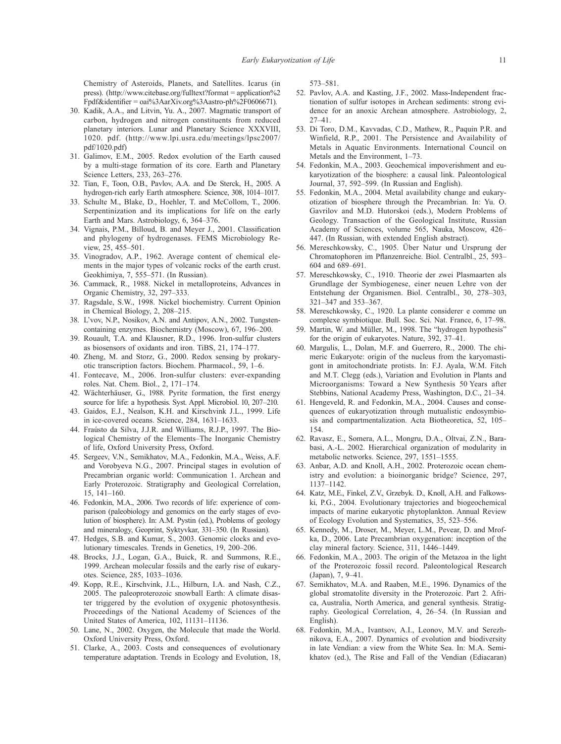Chemistry of Asteroids, Planets, and Satellites. Icarus (in press). (http://www.citebase.org/fulltext?format = application%2 Fpdf&identifier = oai%3AarXiv.org%3Aastro-ph%2F0606671).

30. Kadik, A.A., and Litvin, Yu. A., 2007. Magmatic transport of carbon, hydrogen and nitrogen constituents from reduced planetary interiors. Lunar and Planetary Science XXXVIII, 1020. pdf. (http://www.lpi.usra.edu/meetings/lpsc2007/pdf/1020.pdf)
31. Galimov, E.M., 2005. Redox evolution of the Earth caused by a multi-stage formation of its core. Earth and Planetary Science Letters, 233, 263–276.
32. Tian, F., Toon, O.B., Pavlov, A.A. and De Sterck, H., 2005. A hydrogen-rich early Earth atmosphere. Science, 308, 1014–1017.
33. Schulte M., Blake, D., Hoehler, T. and McCollom, T., 2006. Serpentinization and its implications for life on the early Earth and Mars. Astrobiology, 6, 364–376.
34. Vignais, P.M., Billoud, B. and Meyer J., 2001. Classification and phylogeny of hydrogenases. FEMS Microbiology Review, 25, 455–501.
35. Vinogradov, A.P., 1962. Average content of chemical elements in the major types of volcanic rocks of the earth crust. Geokhimiya, 7, 555–571. (In Russian).
36. Cammack, R., 1988. Nickel in metalloproteins, Advances in Organic Chemistry, 32, 297–333.
37. Ragsdale, S.W., 1998. Nickel biochemistry. Current Opinion in Chemical Biology, 2, 208–215.
38. L'vov, N.P., Nosikov, A.N. and Antipov, A.N., 2002. Tungsten-containing enzymes. Biochemistry (Moscow), 67, 196–200.
39. Rouault, T.A. and Klausner, R.D., 1996. Iron-sulfur clusters as biosensors of oxidants and iron. TiBS, 21, 174–177.
40. Zheng, M. and Storz, G., 2000. Redox sensing by prokaryotic transcription factors. Biochem. Pharmacol., 59, 1–6.
41. Fontecave, M., 2006. Iron-sulfur clusters: ever-expanding roles. Nat. Chem. Biol., 2, 171–174.
42. Wächterhäuser, G., 1988. Pyrite formation, the first energy source for life: a hypothesis. Syst. Appl. Microbiol. 10, 207–210.
43. Gaidos, E.J., Nealson, K.H. and Kirschvink J.L., 1999. Life in ice-covered oceans. Science, 284, 1631–1633.
44. Fraústo da Silva, J.J.R. and Williams, R.J.P., 1997. The Biological Chemistry of the Elements–The Inorganic Chemistry of life, Oxford University Press, Oxford.
45. Sergeev, V.N., Semikhatov, M.A., Fedonkin, M.A., Weiss, A.F. and Vorobyeva N.G., 2007. Principal stages in evolution of Precambrian organic world: Communication 1. Archean and Early Proterozoic. Stratigraphy and Geological Correlation, 15, 141–160.
46. Fedonkin, M.A., 2006. Two records of life: experience of comparison (paleobiology and genomics on the early stages of evolution of biosphere). In: A.M. Pystin (ed.), Problems of geology and mineralogy, Geoprint, Syktyvkar, 331–350. (In Russian).
47. Hedges, S.B. and Kumar, S., 2003. Genomic clocks and evolutionary timescales. Trends in Genetics, 19, 200–206.
48. Brocks, J.J., Logan, G.A., Buick, R. and Summons, R.E., 1999. Archean molecular fossils and the early rise of eukaryotes. Science, 285, 1033–1036.
49. Kopp, R.E., Kirschvink, J.L., Hilburn, I.A. and Nash, C.Z., 2005. The paleoproterozoic snowball Earth: A climate disaster triggered by the evolution of oxygenic photosynthesis. Proceedings of the National Academy of Sciences of the United States of America, 102, 11131–11136.
50. Lane, N., 2002. Oxygen, the Molecule that made the World. Oxford University Press, Oxford.
51. Clarke, A., 2003. Costs and consequences of evolutionary temperature adaptation. Trends in Ecology and Evolution, 18, 573–581.
52. Pavlov, A.A. and Kasting, J.F., 2002. Mass-Independent fractionation of sulfur isotopes in Archean sediments: strong evidence for an anoxic Archean atmosphere. Astrobiology, 2, 27–41.
53. Di Toro, D.M., Kavvadas, C.D., Mathew, R., Paquin P.R. and Winfield, R.P., 2001. The Persistence and Availability of Metals in Aquatic Environments. International Council on Metals and the Environment, 1–73.
54. Fedonkin, M.A., 2003. Geochemical impoverishment and eukaryotization of the biosphere: a causal link. Paleontological Journal, 37, 592–599. (In Russian and English).
55. Fedonkin, M.A., 2004. Metal availability change and eukaryotization of biosphere through the Precambrian. In: Yu. O. Gavrilov and M.D. Hutorskoi (eds.), Modern Problems of Geology. Transaction of the Geological Institute, Russian Academy of Sciences, volume 565, Nauka, Moscow, 426–447. (In Russian, with extended English abstract).
56. Mereschkowsky, C., 1905. Über Natur und Ursprung der Chromatophoren im Pflanzenreiche. Biol. Centralbl., 25, 593–604 and 689–691.
57. Mereschkowsky, C., 1910. Theorie der zwei Plasmaarten als Grundlage der Symbiogenese, einer neuen Lehre von der Entstehung der Organismen. Biol. Centralbl., 30, 278–303, 321–347 and 353–367.
58. Mereschkowsky, C., 1920. La plante considerer e comme un complexe symbiotique. Bull. Soc. Sci. Nat. France, 6, 17–98.
59. Martin, W. and Müller, M., 1998. The "hydrogen hypothesis" for the origin of eukaryotes. Nature, 392, 37–41.
60. Margulis, L., Dolan, M.F. and Guerrero, R., 2000. The chimeric Eukaryote: origin of the nucleus from the karyomastigont in amitochondriate protists. In: F.J. Ayala, W.M. Fitch and M.T. Clegg (eds.), Variation and Evolution in Plants and Microorganisms: Toward a New Synthesis 50 Years after Stebbins, National Academy Press, Washington, D.C., 21–34.
61. Hengeveld, R. and Fedonkin, M.A., 2004. Causes and consequences of eukaryotization through mutualistic endosymbiosis and compartmentalization. Acta Biotheoretica, 52, 105–154.
62. Ravasz, E., Somera, A.L., Mongru, D.A., Oltvai, Z.N., Barabasi, A.-L. 2002. Hierarchical organization of modularity in metabolic networks. Science, 297, 1551–1555.
63. Anbar, A.D. and Knoll, A.H., 2002. Proterozoic ocean chemistry and evolution: a bioinorganic bridge? Science, 297, 1137–1142.
64. Katz, M.E., Finkel, Z.V., Grzebyk. D., Knoll, A.H. and Falkowski, P.G., 2004. Evolutionary trajectories and biogeochemical impacts of marine eukaryotic phytoplankton. Annual Review of Ecology Evolution and Systematics, 35, 523–556.
65. Kennedy, M., Droser, M., Meyer, L.M., Pevear, D. and Mrofka, D., 2006. Late Precambrian oxygenation: inception of the clay mineral factory. Science, 311, 1446–1449.
66. Fedonkin, M.A., 2003. The origin of the Metazoa in the light of the Proterozoic fossil record. Paleontological Research (Japan), 7, 9–41.
67. Semikhatov, M.A. and Raaben, M.E., 1996. Dynamics of the global stromatolite diversity in the Proterozoic. Part 2. Africa, Australia, North America, and general synthesis. Stratigraphy. Geological Correlation, 4, 26–54. (In Russian and English).
68. Fedonkin, M.A., Ivantsov, A.I., Leonov, M.V. and Serezhnikova, E.A., 2007. Dynamics of evolution and biodiversity in late Vendian: a view from the White Sea. In: M.A. Semikhatov (ed.), The Rise and Fall of the Vendian (Ediacaran)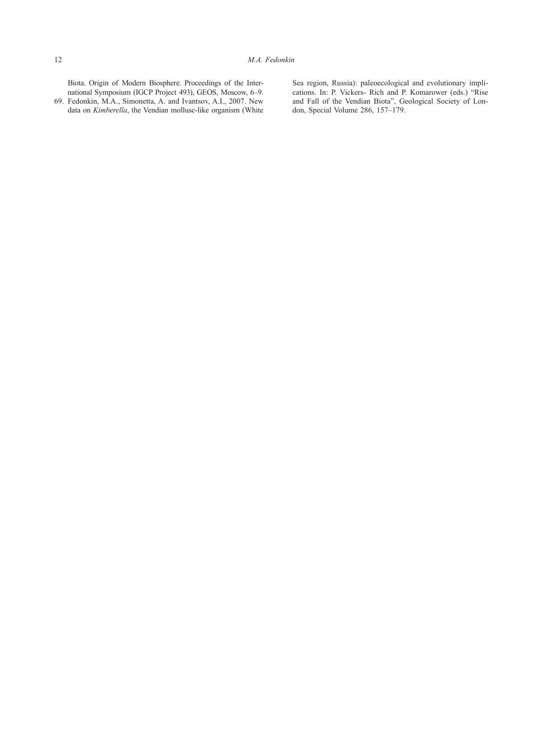Biota. Origin of Modern Biosphere. Proceedings of the International Symposium (IGCP Project 493), GEOS, Moscow, 6–9.

69. Fedonkin, M.A., Simonetta, A. and Ivantsov, A.I., 2007. New data on *Kimberella*, the Vendian mollusc-like organism (White Sea region, Russia): paleoecological and evolutionary implications. In: P. Vickers- Rich and P. Komarower (eds.) "Rise and Fall of the Vendian Biota", Geological Society of London, Special Volume 286, 157–179.